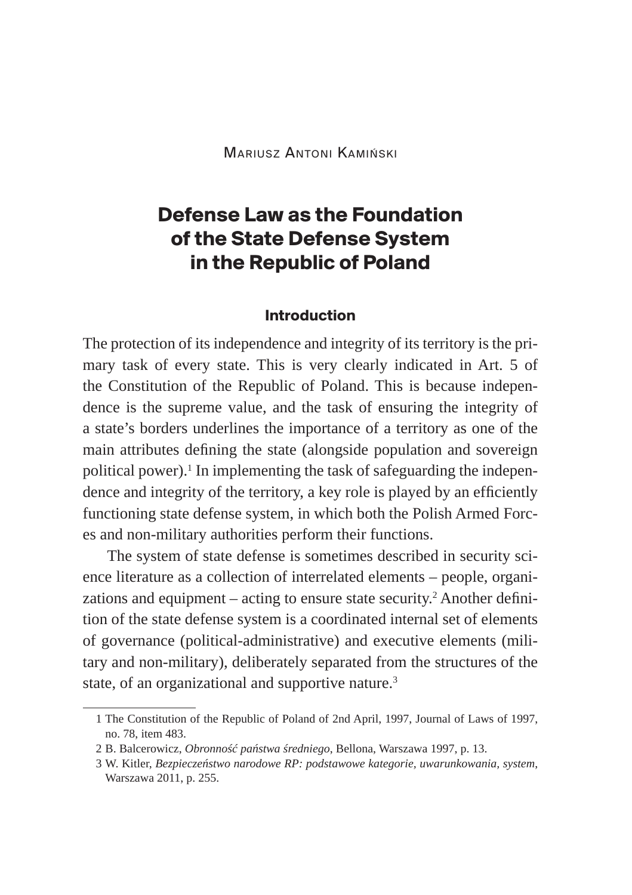Mariusz Antoni Kamiński

# Defense Law as the Foundation of the State Defense System in the Republic of Poland

## Introduction

The protection of its independence and integrity of its territory is the primary task of every state. This is very clearly indicated in Art. 5 of the Constitution of the Republic of Poland. This is because independence is the supreme value, and the task of ensuring the integrity of a state's borders underlines the importance of a territory as one of the main attributes defining the state (alongside population and sovereign political power).[1] In implementing the task of safeguarding the independence and integrity of the territory, a key role is played by an efficiently functioning state defense system, in which both the Polish Armed Forces and non-military authorities perform their functions.

The system of state defense is sometimes described in security science literature as a collection of interrelated elements – people, organizations and equipment – acting to ensure state security.[2] Another definition of the state defense system is a coordinated internal set of elements of governance (political-administrative) and executive elements (military and non-military), deliberately separated from the structures of the state, of an organizational and supportive nature.[3]

---

1 The Constitution of the Republic of Poland of 2nd April, 1997, Journal of Laws of 1997, no. 78, item 483.

2 B. Balcerowicz, *Obronność państwa średniego*, Bellona, Warszawa 1997, p. 13.

3 W. Kitler, *Bezpieczeństwo narodowe RP: podstawowe kategorie, uwarunkowania, system*, Warszawa 2011, p. 255.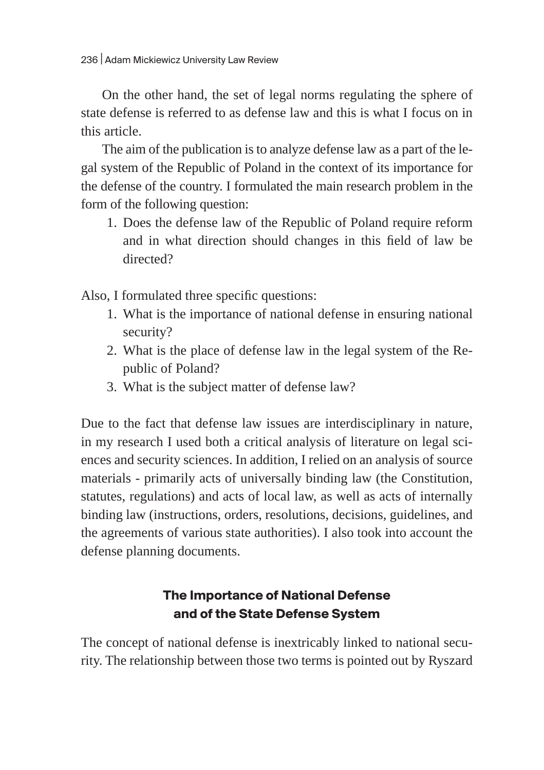On the other hand, the set of legal norms regulating the sphere of state defense is referred to as defense law and this is what I focus on in this article.

The aim of the publication is to analyze defense law as a part of the legal system of the Republic of Poland in the context of its importance for the defense of the country. I formulated the main research problem in the form of the following question:

1. Does the defense law of the Republic of Poland require reform and in what direction should changes in this field of law be directed?

Also, I formulated three specific questions:

1. What is the importance of national defense in ensuring national security?
2. What is the place of defense law in the legal system of the Republic of Poland?
3. What is the subject matter of defense law?

Due to the fact that defense law issues are interdisciplinary in nature, in my research I used both a critical analysis of literature on legal sciences and security sciences. In addition, I relied on an analysis of source materials - primarily acts of universally binding law (the Constitution, statutes, regulations) and acts of local law, as well as acts of internally binding law (instructions, orders, resolutions, decisions, guidelines, and the agreements of various state authorities). I also took into account the defense planning documents.

## The Importance of National Defense and of the State Defense System

The concept of national defense is inextricably linked to national security. The relationship between those two terms is pointed out by Ryszard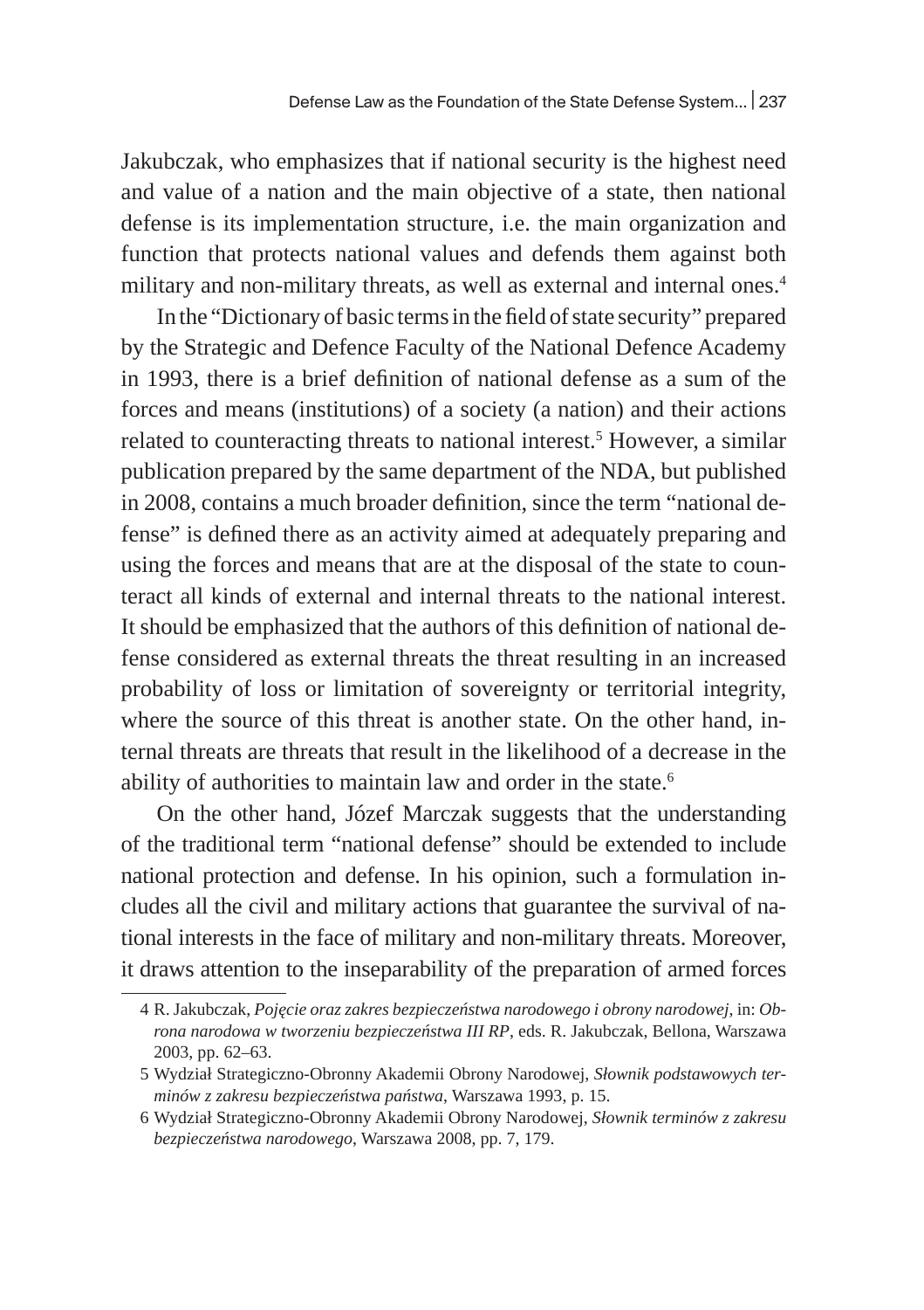Jakubczak, who emphasizes that if national security is the highest need and value of a nation and the main objective of a state, then national defense is its implementation structure, i.e. the main organization and function that protects national values and defends them against both military and non-military threats, as well as external and internal ones.[4]

In the "Dictionary of basic terms in the field of state security" prepared by the Strategic and Defence Faculty of the National Defence Academy in 1993, there is a brief definition of national defense as a sum of the forces and means (institutions) of a society (a nation) and their actions related to counteracting threats to national interest.[5] However, a similar publication prepared by the same department of the NDA, but published in 2008, contains a much broader definition, since the term "national defense" is defined there as an activity aimed at adequately preparing and using the forces and means that are at the disposal of the state to counteract all kinds of external and internal threats to the national interest. It should be emphasized that the authors of this definition of national defense considered as external threats the threat resulting in an increased probability of loss or limitation of sovereignty or territorial integrity, where the source of this threat is another state. On the other hand, internal threats are threats that result in the likelihood of a decrease in the ability of authorities to maintain law and order in the state.[6]

On the other hand, Józef Marczak suggests that the understanding of the traditional term "national defense" should be extended to include national protection and defense. In his opinion, such a formulation includes all the civil and military actions that guarantee the survival of national interests in the face of military and non-military threats. Moreover, it draws attention to the inseparability of the preparation of armed forces

---

4 R. Jakubczak, *Pojęcie oraz zakres bezpieczeństwa narodowego i obrony narodowej*, in: *Obrona narodowa w tworzeniu bezpieczeństwa III RP*, eds. R. Jakubczak, Bellona, Warszawa 2003, pp. 62–63.

5 Wydział Strategiczno-Obronny Akademii Obrony Narodowej, *Słownik podstawowych terminów z zakresu bezpieczeństwa państwa*, Warszawa 1993, p. 15.

6 Wydział Strategiczno-Obronny Akademii Obrony Narodowej, *Słownik terminów z zakresu bezpieczeństwa narodowego*, Warszawa 2008, pp. 7, 179.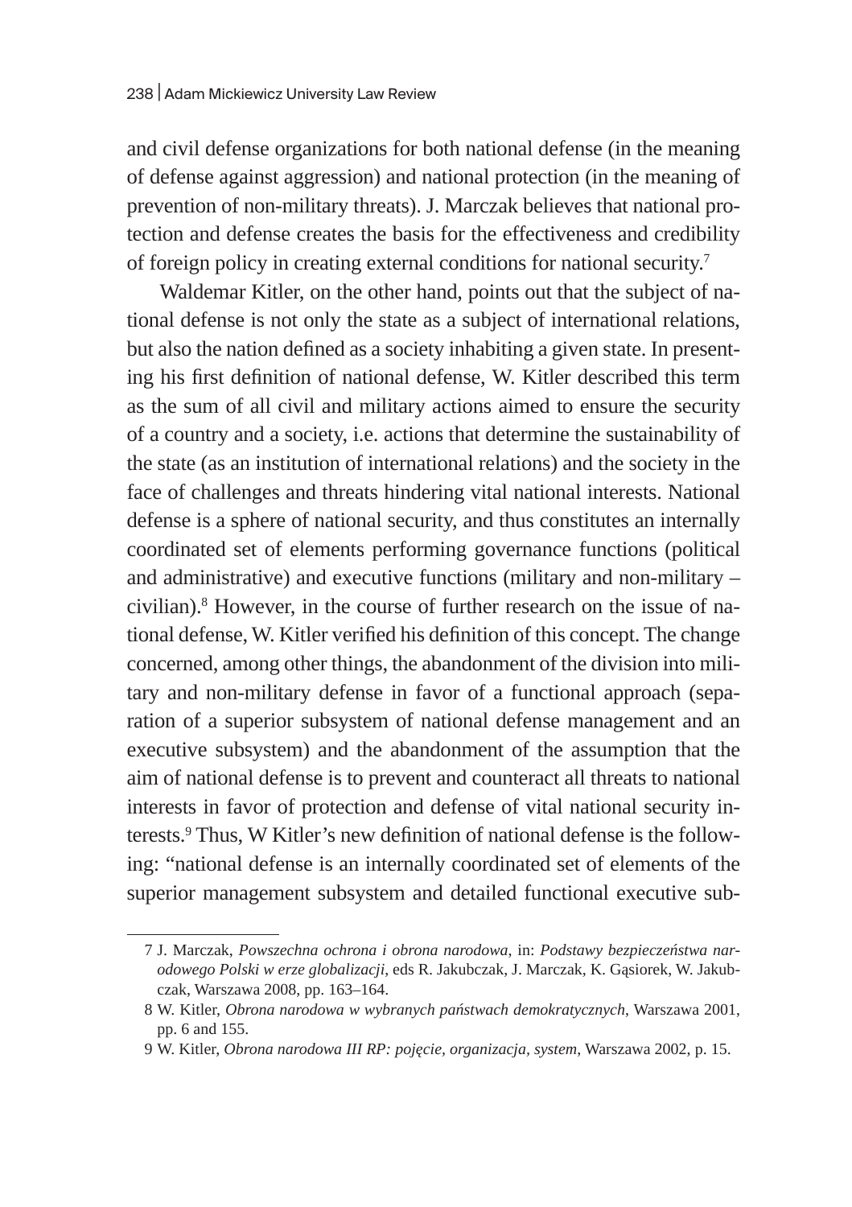and civil defense organizations for both national defense (in the meaning of defense against aggression) and national protection (in the meaning of prevention of non-military threats). J. Marczak believes that national protection and defense creates the basis for the effectiveness and credibility of foreign policy in creating external conditions for national security.[7]

Waldemar Kitler, on the other hand, points out that the subject of national defense is not only the state as a subject of international relations, but also the nation defined as a society inhabiting a given state. In presenting his first definition of national defense, W. Kitler described this term as the sum of all civil and military actions aimed to ensure the security of a country and a society, i.e. actions that determine the sustainability of the state (as an institution of international relations) and the society in the face of challenges and threats hindering vital national interests. National defense is a sphere of national security, and thus constitutes an internally coordinated set of elements performing governance functions (political and administrative) and executive functions (military and non-military – civilian).[8] However, in the course of further research on the issue of national defense, W. Kitler verified his definition of this concept. The change concerned, among other things, the abandonment of the division into military and non-military defense in favor of a functional approach (separation of a superior subsystem of national defense management and an executive subsystem) and the abandonment of the assumption that the aim of national defense is to prevent and counteract all threats to national interests in favor of protection and defense of vital national security interests.[9] Thus, W Kitler's new definition of national defense is the following: "national defense is an internally coordinated set of elements of the superior management subsystem and detailed functional executive sub-

---

7 J. Marczak, *Powszechna ochrona i obrona narodowa*, in: *Podstawy bezpieczeństwa narodowego Polski w erze globalizacji*, eds R. Jakubczak, J. Marczak, K. Gąsiorek, W. Jakubczak, Warszawa 2008, pp. 163–164.

8 W. Kitler, *Obrona narodowa w wybranych państwach demokratycznych*, Warszawa 2001, pp. 6 and 155.

9 W. Kitler, *Obrona narodowa III RP: pojęcie, organizacja, system*, Warszawa 2002, p. 15.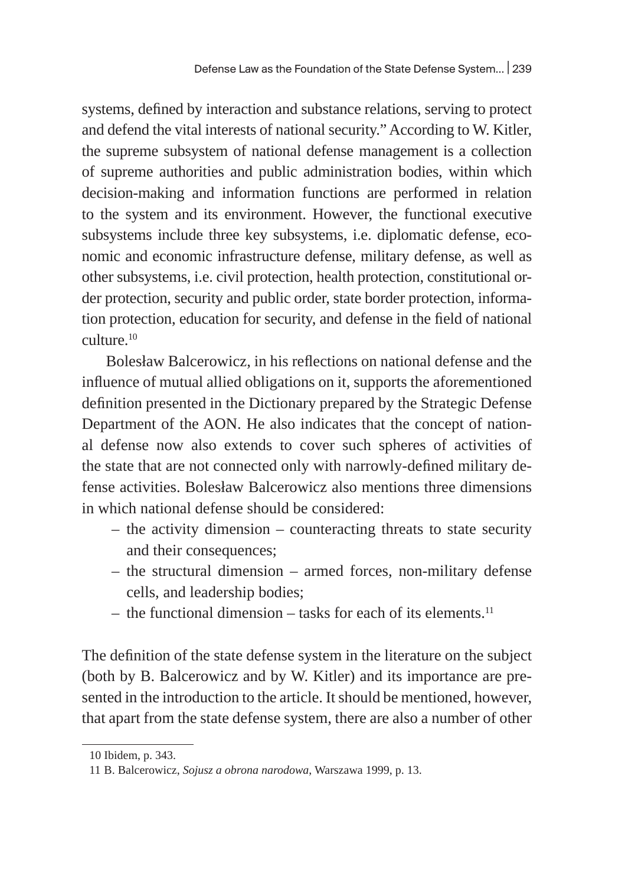systems, defined by interaction and substance relations, serving to protect and defend the vital interests of national security." According to W. Kitler, the supreme subsystem of national defense management is a collection of supreme authorities and public administration bodies, within which decision-making and information functions are performed in relation to the system and its environment. However, the functional executive subsystems include three key subsystems, i.e. diplomatic defense, economic and economic infrastructure defense, military defense, as well as other subsystems, i.e. civil protection, health protection, constitutional order protection, security and public order, state border protection, information protection, education for security, and defense in the field of national culture.[10]

Bolesław Balcerowicz, in his reflections on national defense and the influence of mutual allied obligations on it, supports the aforementioned definition presented in the Dictionary prepared by the Strategic Defense Department of the AON. He also indicates that the concept of national defense now also extends to cover such spheres of activities of the state that are not connected only with narrowly-defined military defense activities. Bolesław Balcerowicz also mentions three dimensions in which national defense should be considered:

- the activity dimension – counteracting threats to state security and their consequences;
- the structural dimension – armed forces, non-military defense cells, and leadership bodies;
- the functional dimension – tasks for each of its elements.[11]

The definition of the state defense system in the literature on the subject (both by B. Balcerowicz and by W. Kitler) and its importance are presented in the introduction to the article. It should be mentioned, however, that apart from the state defense system, there are also a number of other

---

10 Ibidem, p. 343.

11 B. Balcerowicz, *Sojusz a obrona narodowa*, Warszawa 1999, p. 13.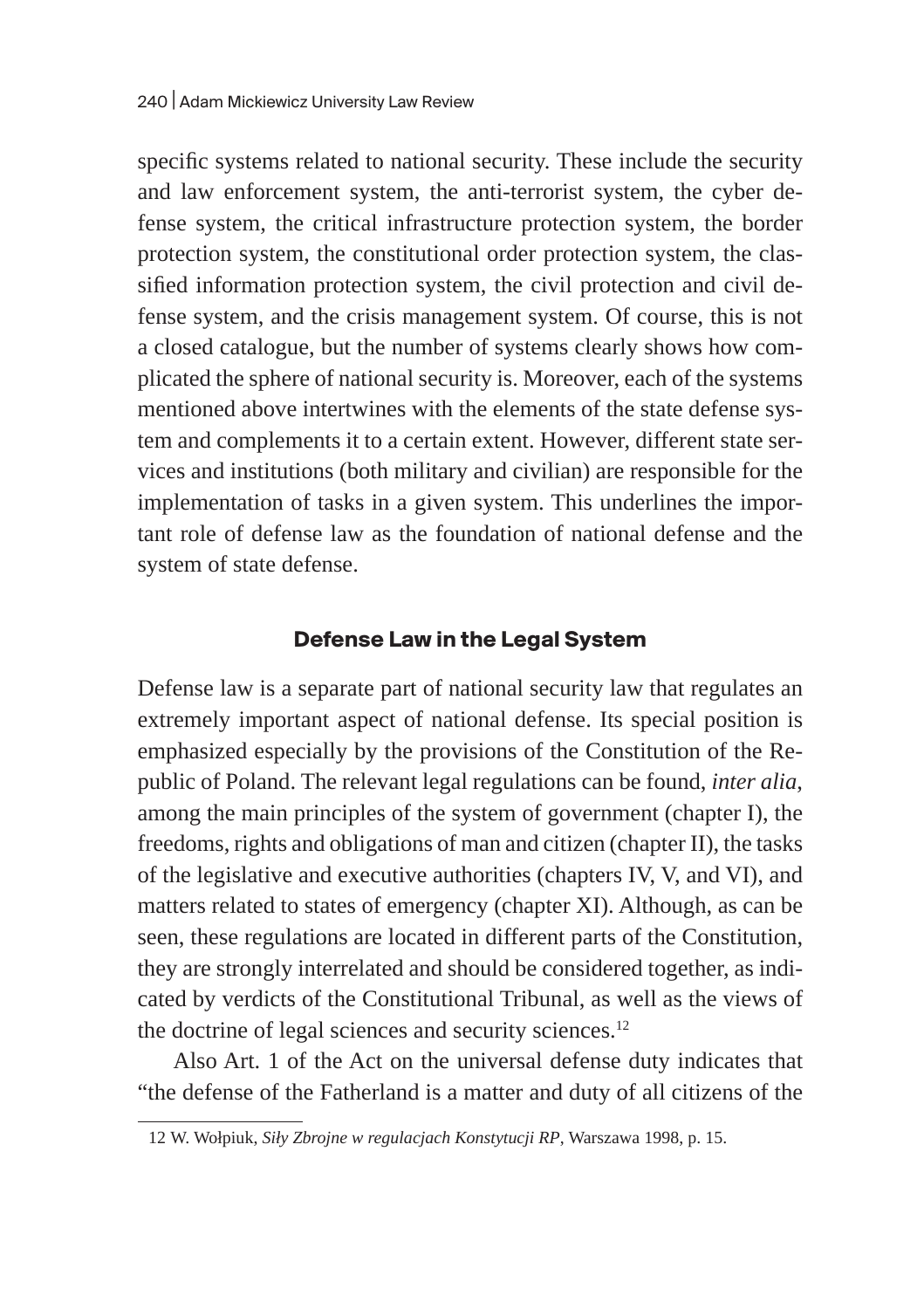specific systems related to national security. These include the security and law enforcement system, the anti-terrorist system, the cyber defense system, the critical infrastructure protection system, the border protection system, the constitutional order protection system, the classified information protection system, the civil protection and civil defense system, and the crisis management system. Of course, this is not a closed catalogue, but the number of systems clearly shows how complicated the sphere of national security is. Moreover, each of the systems mentioned above intertwines with the elements of the state defense system and complements it to a certain extent. However, different state services and institutions (both military and civilian) are responsible for the implementation of tasks in a given system. This underlines the important role of defense law as the foundation of national defense and the system of state defense.

## Defense Law in the Legal System

Defense law is a separate part of national security law that regulates an extremely important aspect of national defense. Its special position is emphasized especially by the provisions of the Constitution of the Republic of Poland. The relevant legal regulations can be found, *inter alia*, among the main principles of the system of government (chapter I), the freedoms, rights and obligations of man and citizen (chapter II), the tasks of the legislative and executive authorities (chapters IV, V, and VI), and matters related to states of emergency (chapter XI). Although, as can be seen, these regulations are located in different parts of the Constitution, they are strongly interrelated and should be considered together, as indicated by verdicts of the Constitutional Tribunal, as well as the views of the doctrine of legal sciences and security sciences.[12]

Also Art. 1 of the Act on the universal defense duty indicates that "the defense of the Fatherland is a matter and duty of all citizens of the

---

12 W. Wołpiuk, *Siły Zbrojne w regulacjach Konstytucji RP*, Warszawa 1998, p. 15.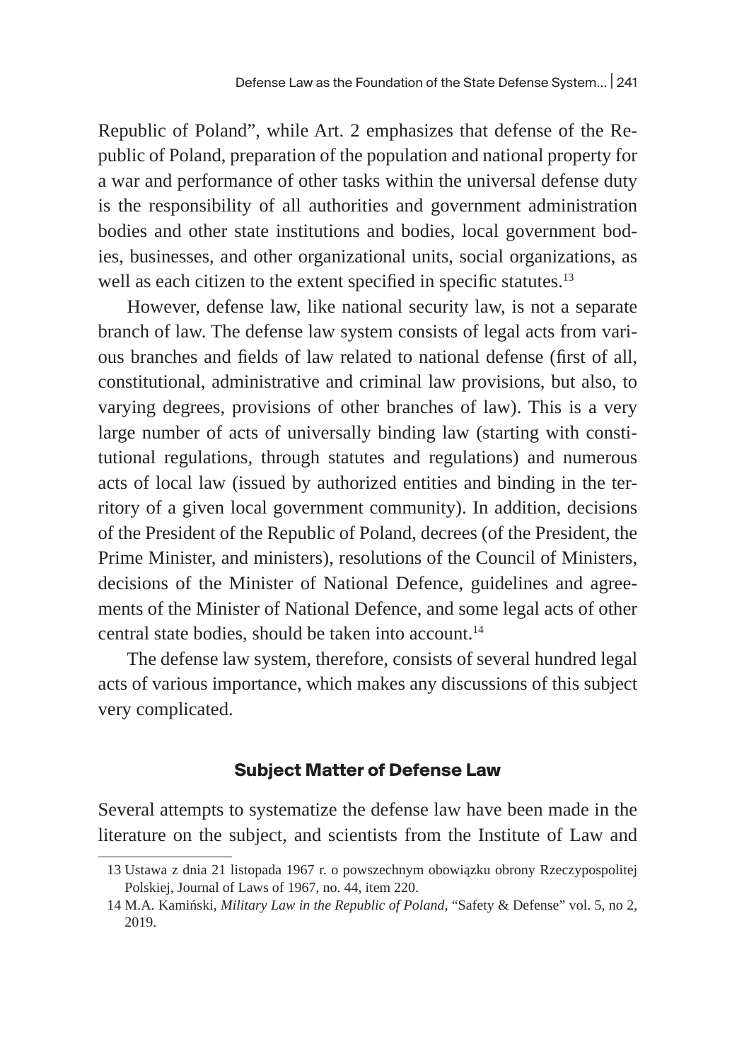Republic of Poland", while Art. 2 emphasizes that defense of the Republic of Poland, preparation of the population and national property for a war and performance of other tasks within the universal defense duty is the responsibility of all authorities and government administration bodies and other state institutions and bodies, local government bodies, businesses, and other organizational units, social organizations, as well as each citizen to the extent specified in specific statutes.[13]

However, defense law, like national security law, is not a separate branch of law. The defense law system consists of legal acts from various branches and fields of law related to national defense (first of all, constitutional, administrative and criminal law provisions, but also, to varying degrees, provisions of other branches of law). This is a very large number of acts of universally binding law (starting with constitutional regulations, through statutes and regulations) and numerous acts of local law (issued by authorized entities and binding in the territory of a given local government community). In addition, decisions of the President of the Republic of Poland, decrees (of the President, the Prime Minister, and ministers), resolutions of the Council of Ministers, decisions of the Minister of National Defence, guidelines and agreements of the Minister of National Defence, and some legal acts of other central state bodies, should be taken into account.[14]

The defense law system, therefore, consists of several hundred legal acts of various importance, which makes any discussions of this subject very complicated.

## Subject Matter of Defense Law

Several attempts to systematize the defense law have been made in the literature on the subject, and scientists from the Institute of Law and

13 Ustawa z dnia 21 listopada 1967 r. o powszechnym obowiązku obrony Rzeczypospolitej Polskiej, Journal of Laws of 1967, no. 44, item 220.

14 M.A. Kamiński, *Military Law in the Republic of Poland*, "Safety & Defense" vol. 5, no 2, 2019.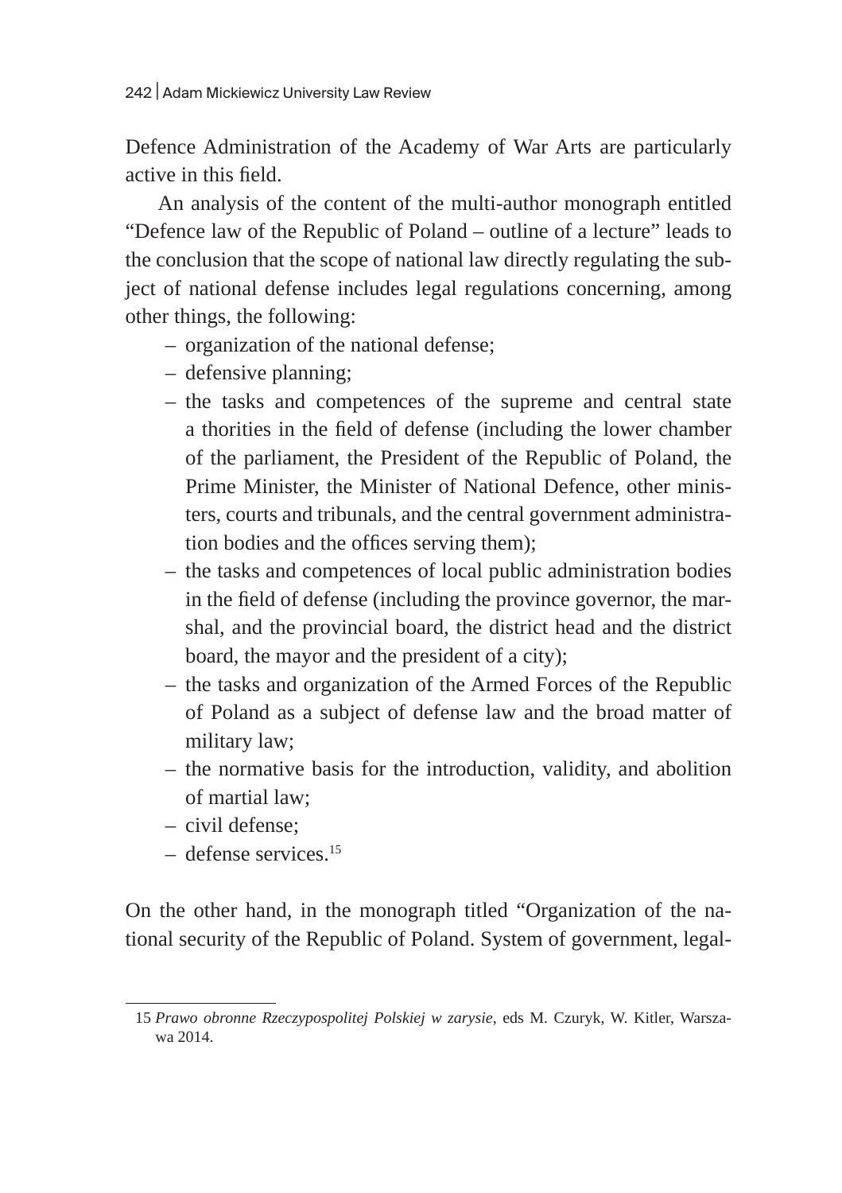Defence Administration of the Academy of War Arts are particularly active in this field.

An analysis of the content of the multi-author monograph entitled "Defence law of the Republic of Poland – outline of a lecture" leads to the conclusion that the scope of national law directly regulating the subject of national defense includes legal regulations concerning, among other things, the following:

- organization of the national defense;
- defensive planning;
- the tasks and competences of the supreme and central state a thorities in the field of defense (including the lower chamber of the parliament, the President of the Republic of Poland, the Prime Minister, the Minister of National Defence, other ministers, courts and tribunals, and the central government administration bodies and the offices serving them);
- the tasks and competences of local public administration bodies in the field of defense (including the province governor, the marshal, and the provincial board, the district head and the district board, the mayor and the president of a city);
- the tasks and organization of the Armed Forces of the Republic of Poland as a subject of defense law and the broad matter of military law;
- the normative basis for the introduction, validity, and abolition of martial law;
- civil defense;
- defense services.[15]

On the other hand, in the monograph titled "Organization of the national security of the Republic of Poland. System of government, legal-

---

15 *Prawo obronne Rzeczypospolitej Polskiej w zarysie*, eds M. Czuryk, W. Kitler, Warszawa 2014.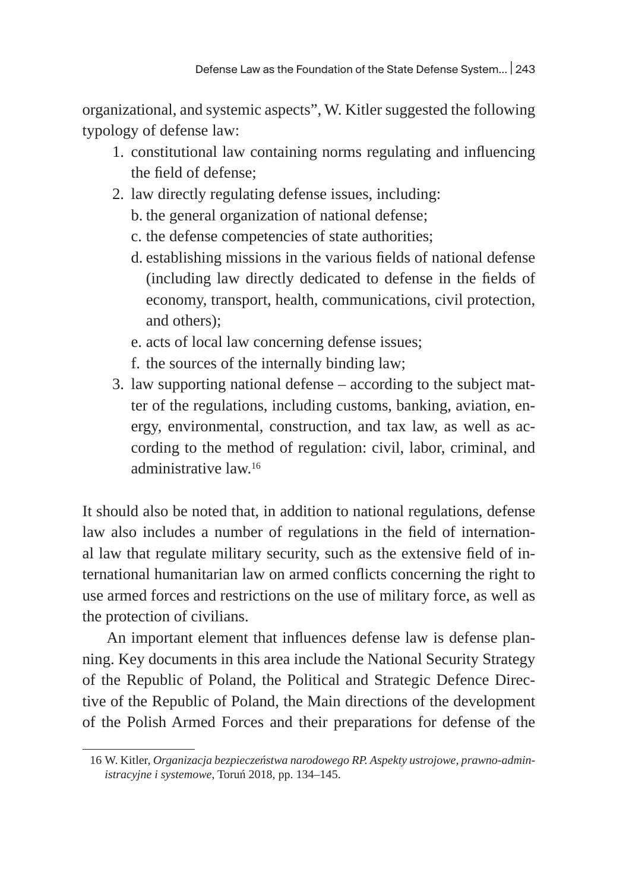organizational, and systemic aspects", W. Kitler suggested the following typology of defense law:

1. constitutional law containing norms regulating and influencing the field of defense;
2. law directly regulating defense issues, including:
   b. the general organization of national defense;
   c. the defense competencies of state authorities;
   d. establishing missions in the various fields of national defense (including law directly dedicated to defense in the fields of economy, transport, health, communications, civil protection, and others);
   e. acts of local law concerning defense issues;
   f. the sources of the internally binding law;
3. law supporting national defense – according to the subject matter of the regulations, including customs, banking, aviation, energy, environmental, construction, and tax law, as well as according to the method of regulation: civil, labor, criminal, and administrative law.[16]

It should also be noted that, in addition to national regulations, defense law also includes a number of regulations in the field of international law that regulate military security, such as the extensive field of international humanitarian law on armed conflicts concerning the right to use armed forces and restrictions on the use of military force, as well as the protection of civilians.

An important element that influences defense law is defense planning. Key documents in this area include the National Security Strategy of the Republic of Poland, the Political and Strategic Defence Directive of the Republic of Poland, the Main directions of the development of the Polish Armed Forces and their preparations for defense of the

---

16 W. Kitler, *Organizacja bezpieczeństwa narodowego RP. Aspekty ustrojowe, prawno-administracyjne i systemowe*, Toruń 2018, pp. 134–145.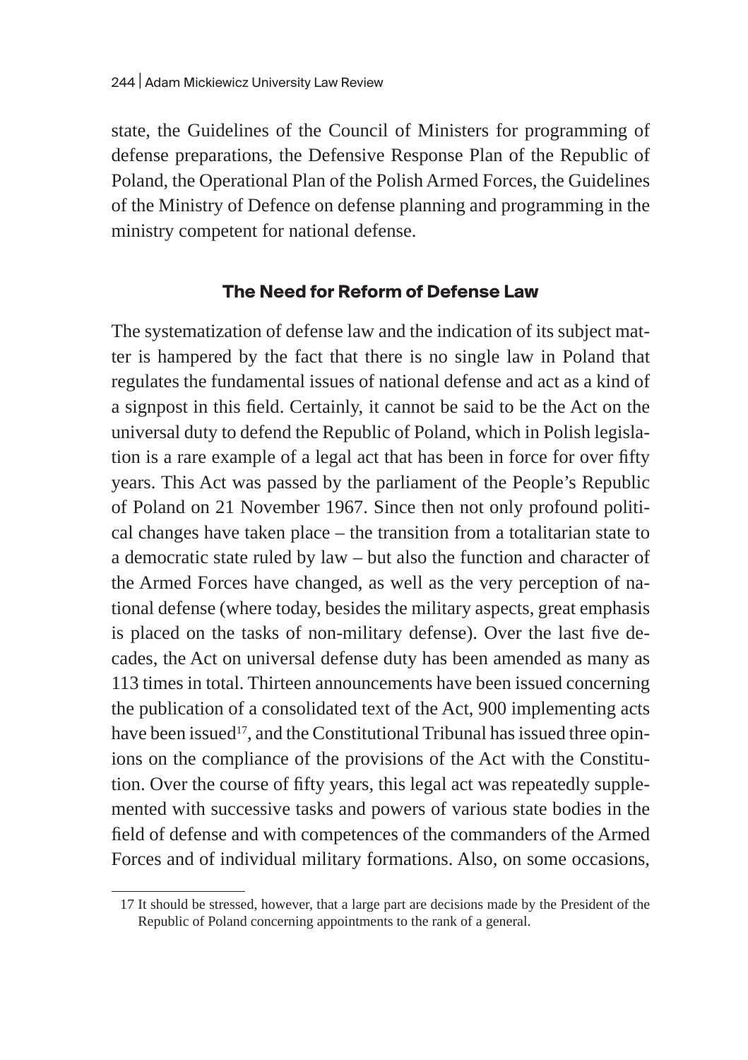state, the Guidelines of the Council of Ministers for programming of defense preparations, the Defensive Response Plan of the Republic of Poland, the Operational Plan of the Polish Armed Forces, the Guidelines of the Ministry of Defence on defense planning and programming in the ministry competent for national defense.

## The Need for Reform of Defense Law

The systematization of defense law and the indication of its subject matter is hampered by the fact that there is no single law in Poland that regulates the fundamental issues of national defense and act as a kind of a signpost in this field. Certainly, it cannot be said to be the Act on the universal duty to defend the Republic of Poland, which in Polish legislation is a rare example of a legal act that has been in force for over fifty years. This Act was passed by the parliament of the People's Republic of Poland on 21 November 1967. Since then not only profound political changes have taken place – the transition from a totalitarian state to a democratic state ruled by law – but also the function and character of the Armed Forces have changed, as well as the very perception of national defense (where today, besides the military aspects, great emphasis is placed on the tasks of non-military defense). Over the last five decades, the Act on universal defense duty has been amended as many as 113 times in total. Thirteen announcements have been issued concerning the publication of a consolidated text of the Act, 900 implementing acts have been issued[17], and the Constitutional Tribunal has issued three opinions on the compliance of the provisions of the Act with the Constitution. Over the course of fifty years, this legal act was repeatedly supplemented with successive tasks and powers of various state bodies in the field of defense and with competences of the commanders of the Armed Forces and of individual military formations. Also, on some occasions,

17 It should be stressed, however, that a large part are decisions made by the President of the Republic of Poland concerning appointments to the rank of a general.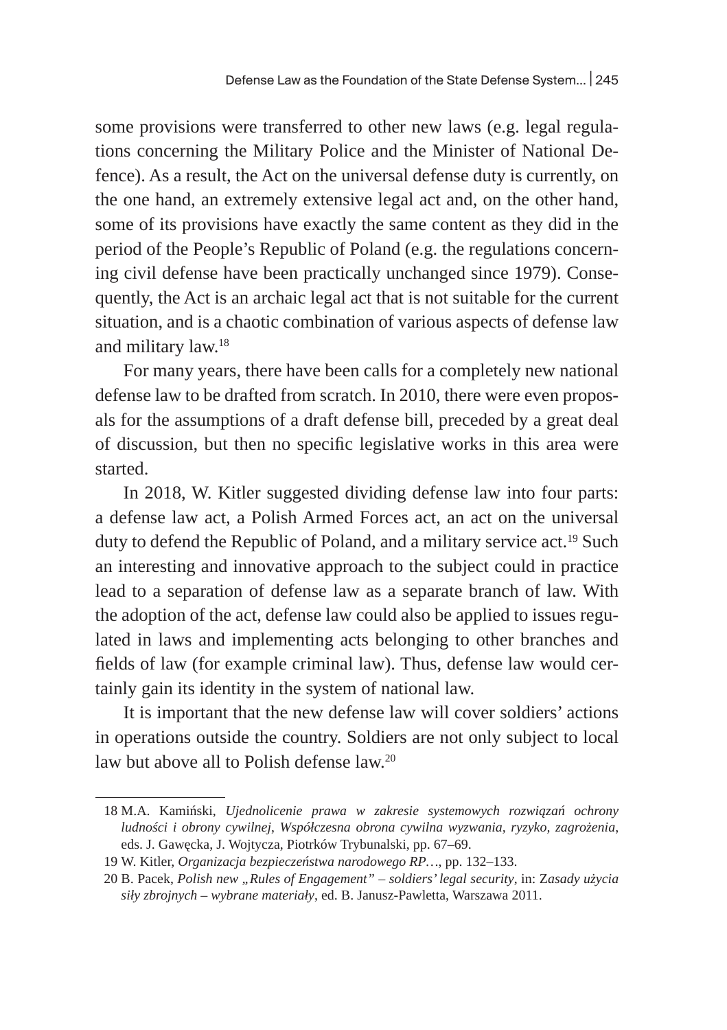some provisions were transferred to other new laws (e.g. legal regulations concerning the Military Police and the Minister of National Defence). As a result, the Act on the universal defense duty is currently, on the one hand, an extremely extensive legal act and, on the other hand, some of its provisions have exactly the same content as they did in the period of the People's Republic of Poland (e.g. the regulations concerning civil defense have been practically unchanged since 1979). Consequently, the Act is an archaic legal act that is not suitable for the current situation, and is a chaotic combination of various aspects of defense law and military law.[18]

For many years, there have been calls for a completely new national defense law to be drafted from scratch. In 2010, there were even proposals for the assumptions of a draft defense bill, preceded by a great deal of discussion, but then no specific legislative works in this area were started.

In 2018, W. Kitler suggested dividing defense law into four parts: a defense law act, a Polish Armed Forces act, an act on the universal duty to defend the Republic of Poland, and a military service act.[19] Such an interesting and innovative approach to the subject could in practice lead to a separation of defense law as a separate branch of law. With the adoption of the act, defense law could also be applied to issues regulated in laws and implementing acts belonging to other branches and fields of law (for example criminal law). Thus, defense law would certainly gain its identity in the system of national law.

It is important that the new defense law will cover soldiers' actions in operations outside the country. Soldiers are not only subject to local law but above all to Polish defense law.[20]

---

18 M.A. Kamiński, *Ujednolicenie prawa w zakresie systemowych rozwiązań ochrony ludności i obrony cywilnej*, *Współczesna obrona cywilna wyzwania, ryzyko, zagrożenia*, eds. J. Gawęcka, J. Wojtycza, Piotrków Trybunalski, pp. 67–69.

19 W. Kitler, *Organizacja bezpieczeństwa narodowego RP…*, pp. 132–133.

20 B. Pacek, *Polish new „Rules of Engagement" – soldiers' legal security*, in: *Zasady użycia siły zbrojnych – wybrane materiały*, ed. B. Janusz-Pawletta, Warszawa 2011.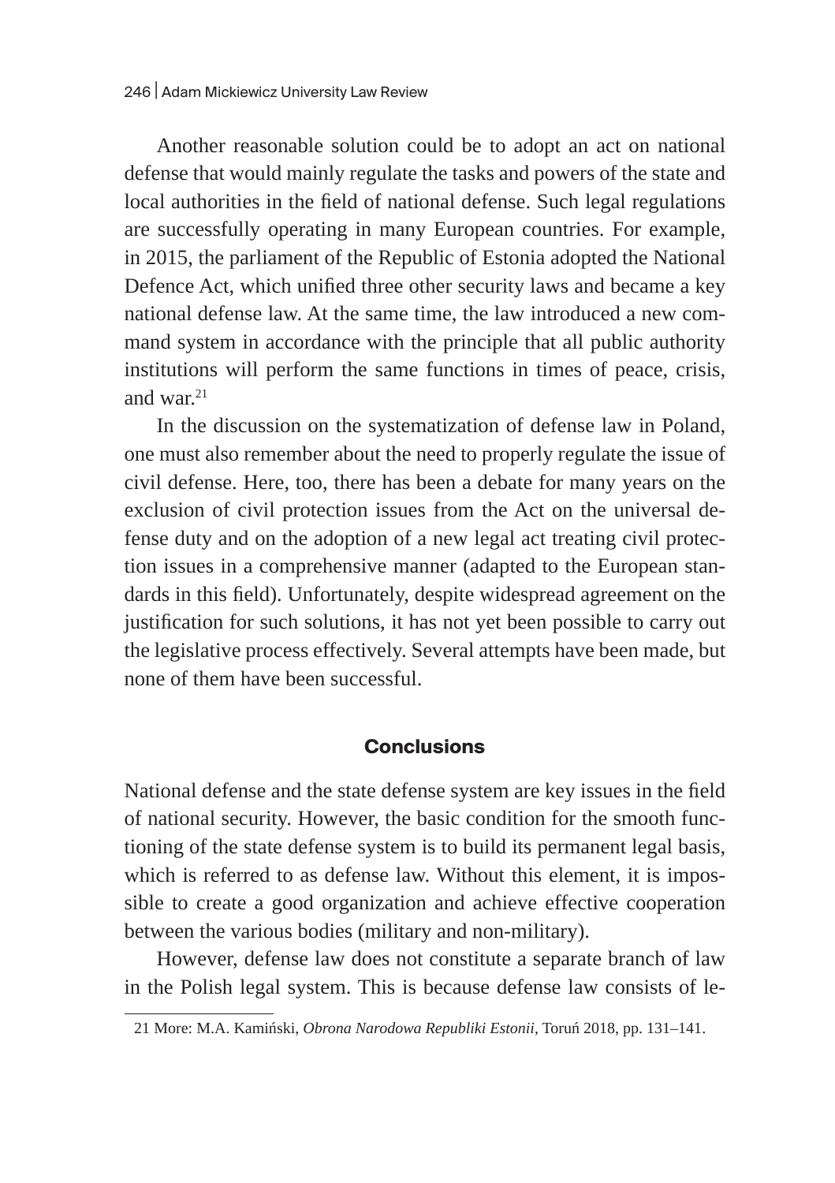Another reasonable solution could be to adopt an act on national defense that would mainly regulate the tasks and powers of the state and local authorities in the field of national defense. Such legal regulations are successfully operating in many European countries. For example, in 2015, the parliament of the Republic of Estonia adopted the National Defence Act, which unified three other security laws and became a key national defense law. At the same time, the law introduced a new command system in accordance with the principle that all public authority institutions will perform the same functions in times of peace, crisis, and war.[21]

In the discussion on the systematization of defense law in Poland, one must also remember about the need to properly regulate the issue of civil defense. Here, too, there has been a debate for many years on the exclusion of civil protection issues from the Act on the universal defense duty and on the adoption of a new legal act treating civil protection issues in a comprehensive manner (adapted to the European standards in this field). Unfortunately, despite widespread agreement on the justification for such solutions, it has not yet been possible to carry out the legislative process effectively. Several attempts have been made, but none of them have been successful.

## Conclusions

National defense and the state defense system are key issues in the field of national security. However, the basic condition for the smooth functioning of the state defense system is to build its permanent legal basis, which is referred to as defense law. Without this element, it is impossible to create a good organization and achieve effective cooperation between the various bodies (military and non-military).

However, defense law does not constitute a separate branch of law in the Polish legal system. This is because defense law consists of le-

21 More: M.A. Kamiński, *Obrona Narodowa Republiki Estonii*, Toruń 2018, pp. 131–141.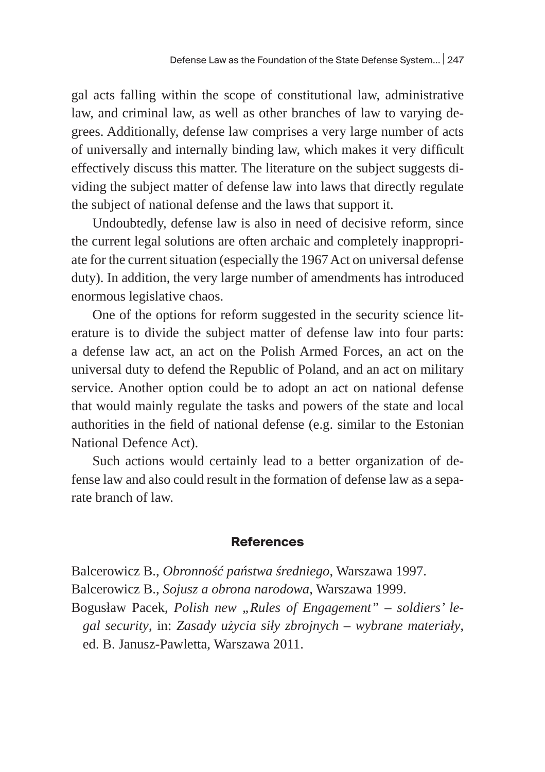gal acts falling within the scope of constitutional law, administrative law, and criminal law, as well as other branches of law to varying degrees. Additionally, defense law comprises a very large number of acts of universally and internally binding law, which makes it very difficult effectively discuss this matter. The literature on the subject suggests dividing the subject matter of defense law into laws that directly regulate the subject of national defense and the laws that support it.

Undoubtedly, defense law is also in need of decisive reform, since the current legal solutions are often archaic and completely inappropriate for the current situation (especially the 1967 Act on universal defense duty). In addition, the very large number of amendments has introduced enormous legislative chaos.

One of the options for reform suggested in the security science literature is to divide the subject matter of defense law into four parts: a defense law act, an act on the Polish Armed Forces, an act on the universal duty to defend the Republic of Poland, and an act on military service. Another option could be to adopt an act on national defense that would mainly regulate the tasks and powers of the state and local authorities in the field of national defense (e.g. similar to the Estonian National Defence Act).

Such actions would certainly lead to a better organization of defense law and also could result in the formation of defense law as a separate branch of law.

## References

Balcerowicz B., *Obronność państwa średniego*, Warszawa 1997.

Balcerowicz B., *Sojusz a obrona narodowa*, Warszawa 1999.

Bogusław Pacek, *Polish new „Rules of Engagement" – soldiers' legal security*, in: *Zasady użycia siły zbrojnych – wybrane materiały*, ed. B. Janusz-Pawletta, Warszawa 2011.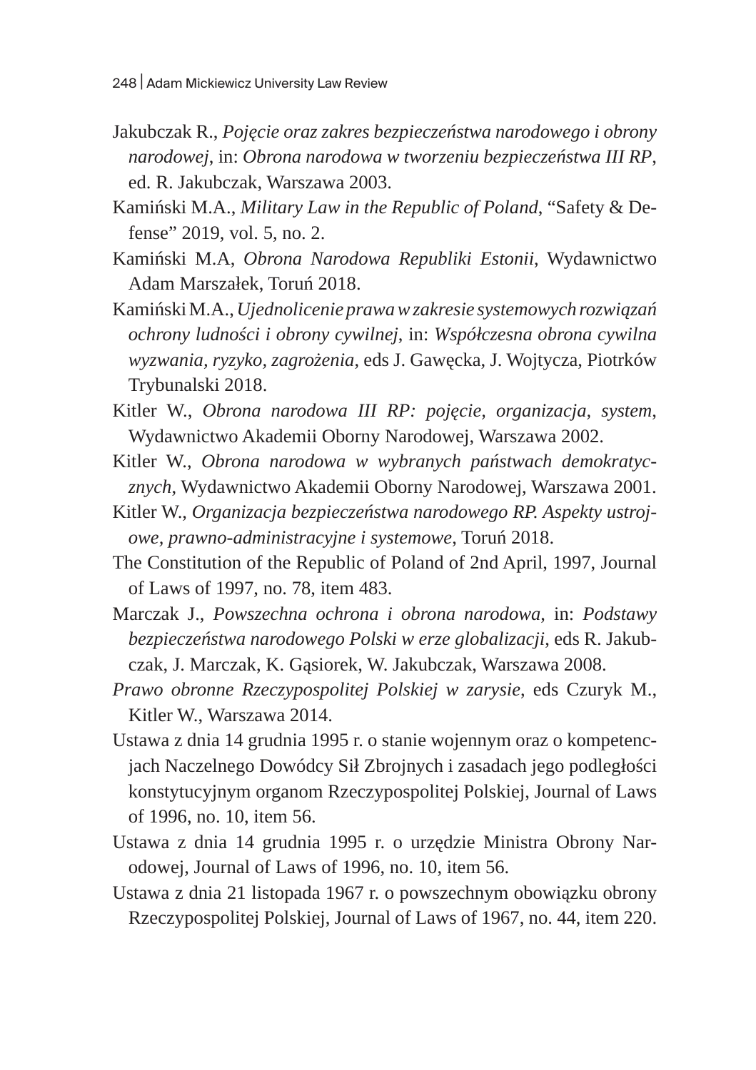Jakubczak R., *Pojęcie oraz zakres bezpieczeństwa narodowego i obrony narodowej*, in: *Obrona narodowa w tworzeniu bezpieczeństwa III RP*, ed. R. Jakubczak, Warszawa 2003.

Kamiński M.A., *Military Law in the Republic of Poland*, "Safety & Defense" 2019, vol. 5, no. 2.

Kamiński M.A, *Obrona Narodowa Republiki Estonii*, Wydawnictwo Adam Marszałek, Toruń 2018.

Kamiński M.A., *Ujednolicenie prawa w zakresie systemowych rozwiązań ochrony ludności i obrony cywilnej*, in: *Współczesna obrona cywilna wyzwania, ryzyko, zagrożenia*, eds J. Gawęcka, J. Wojtycza, Piotrków Trybunalski 2018.

Kitler W., *Obrona narodowa III RP: pojęcie, organizacja, system*, Wydawnictwo Akademii Oborny Narodowej, Warszawa 2002.

Kitler W., *Obrona narodowa w wybranych państwach demokratycznych*, Wydawnictwo Akademii Oborny Narodowej, Warszawa 2001.

Kitler W., *Organizacja bezpieczeństwa narodowego RP. Aspekty ustrojowe, prawno-administracyjne i systemowe*, Toruń 2018.

The Constitution of the Republic of Poland of 2nd April, 1997, Journal of Laws of 1997, no. 78, item 483.

Marczak J., *Powszechna ochrona i obrona narodowa*, in: *Podstawy bezpieczeństwa narodowego Polski w erze globalizacji*, eds R. Jakubczak, J. Marczak, K. Gąsiorek, W. Jakubczak, Warszawa 2008.

*Prawo obronne Rzeczypospolitej Polskiej w zarysie*, eds Czuryk M., Kitler W., Warszawa 2014.

Ustawa z dnia 14 grudnia 1995 r. o stanie wojennym oraz o kompetencjach Naczelnego Dowódcy Sił Zbrojnych i zasadach jego podległości konstytucyjnym organom Rzeczypospolitej Polskiej, Journal of Laws of 1996, no. 10, item 56.

Ustawa z dnia 14 grudnia 1995 r. o urzędzie Ministra Obrony Narodowej, Journal of Laws of 1996, no. 10, item 56.

Ustawa z dnia 21 listopada 1967 r. o powszechnym obowiązku obrony Rzeczypospolitej Polskiej, Journal of Laws of 1967, no. 44, item 220.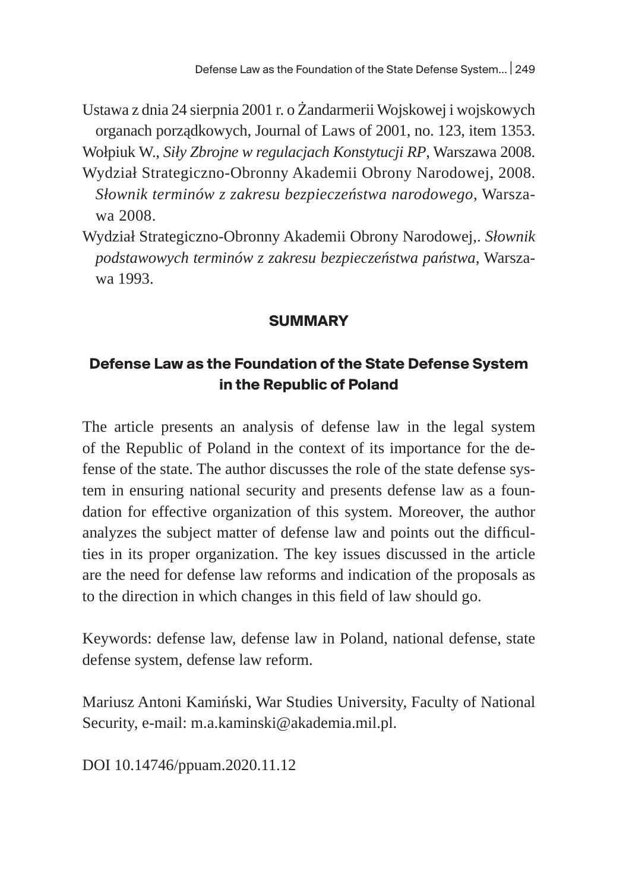Ustawa z dnia 24 sierpnia 2001 r. o Żandarmerii Wojskowej i wojskowych organach porządkowych, Journal of Laws of 2001, no. 123, item 1353.

Wołpiuk W., *Siły Zbrojne w regulacjach Konstytucji RP*, Warszawa 2008.

Wydział Strategiczno-Obronny Akademii Obrony Narodowej, 2008. *Słownik terminów z zakresu bezpieczeństwa narodowego*, Warszawa 2008.

Wydział Strategiczno-Obronny Akademii Obrony Narodowej,. *Słownik podstawowych terminów z zakresu bezpieczeństwa państwa*, Warszawa 1993.

## SUMMARY

### Defense Law as the Foundation of the State Defense System in the Republic of Poland

The article presents an analysis of defense law in the legal system of the Republic of Poland in the context of its importance for the defense of the state. The author discusses the role of the state defense system in ensuring national security and presents defense law as a foundation for effective organization of this system. Moreover, the author analyzes the subject matter of defense law and points out the difficulties in its proper organization. The key issues discussed in the article are the need for defense law reforms and indication of the proposals as to the direction in which changes in this field of law should go.

Keywords: defense law, defense law in Poland, national defense, state defense system, defense law reform.

Mariusz Antoni Kamiński, War Studies University, Faculty of National Security, e-mail: m.a.kaminski@akademia.mil.pl.

DOI 10.14746/ppuam.2020.11.12